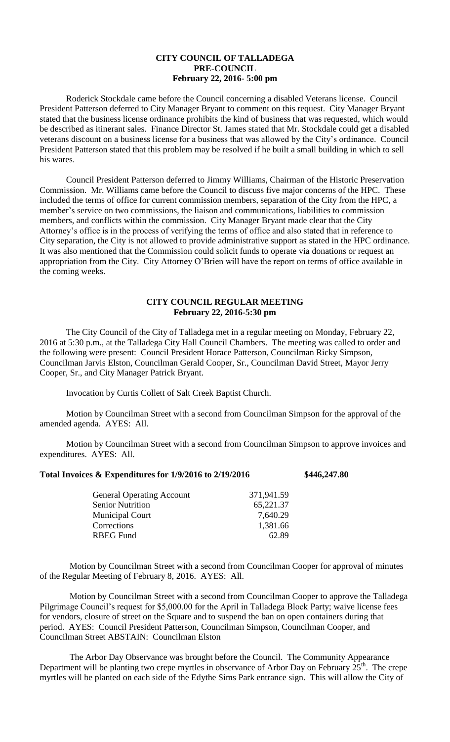# CITY COUNCIL OF TALLADEGA
## PRE-COUNCIL
### February 22, 2016- 5:00 pm

Roderick Stockdale came before the Council concerning a disabled Veterans license. Council President Patterson deferred to City Manager Bryant to comment on this request. City Manager Bryant stated that the business license ordinance prohibits the kind of business that was requested, which would be described as itinerant sales. Finance Director St. James stated that Mr. Stockdale could get a disabled veterans discount on a business license for a business that was allowed by the City's ordinance. Council President Patterson stated that this problem may be resolved if he built a small building in which to sell his wares.

Council President Patterson deferred to Jimmy Williams, Chairman of the Historic Preservation Commission. Mr. Williams came before the Council to discuss five major concerns of the HPC. These included the terms of office for current commission members, separation of the City from the HPC, a member's service on two commissions, the liaison and communications, liabilities to commission members, and conflicts within the commission. City Manager Bryant made clear that the City Attorney's office is in the process of verifying the terms of office and also stated that in reference to City separation, the City is not allowed to provide administrative support as stated in the HPC ordinance. It was also mentioned that the Commission could solicit funds to operate via donations or request an appropriation from the City. City Attorney O'Brien will have the report on terms of office available in the coming weeks.

# CITY COUNCIL REGULAR MEETING
### February 22, 2016-5:30 pm

The City Council of the City of Talladega met in a regular meeting on Monday, February 22, 2016 at 5:30 p.m., at the Talladega City Hall Council Chambers. The meeting was called to order and the following were present: Council President Horace Patterson, Councilman Ricky Simpson, Councilman Jarvis Elston, Councilman Gerald Cooper, Sr., Councilman David Street, Mayor Jerry Cooper, Sr., and City Manager Patrick Bryant.

Invocation by Curtis Collett of Salt Creek Baptist Church.

Motion by Councilman Street with a second from Councilman Simpson for the approval of the amended agenda. AYES: All.

Motion by Councilman Street with a second from Councilman Simpson to approve invoices and expenditures. AYES: All.

**Total Invoices & Expenditures for 1/9/2016 to 2/19/2016 $446,247.80**

| | |
|---|---|
| General Operating Account | 371,941.59 |
| Senior Nutrition | 65,221.37 |
| Municipal Court | 7,640.29 |
| Corrections | 1,381.66 |
| RBEG Fund | 62.89 |

Motion by Councilman Street with a second from Councilman Cooper for approval of minutes of the Regular Meeting of February 8, 2016. AYES: All.

Motion by Councilman Street with a second from Councilman Cooper to approve the Talladega Pilgrimage Council's request for $5,000.00 for the April in Talladega Block Party; waive license fees for vendors, closure of street on the Square and to suspend the ban on open containers during that period. AYES: Council President Patterson, Councilman Simpson, Councilman Cooper, and Councilman Street ABSTAIN: Councilman Elston

The Arbor Day Observance was brought before the Council. The Community Appearance Department will be planting two crepe myrtles in observance of Arbor Day on February 25th. The crepe myrtles will be planted on each side of the Edythe Sims Park entrance sign. This will allow the City of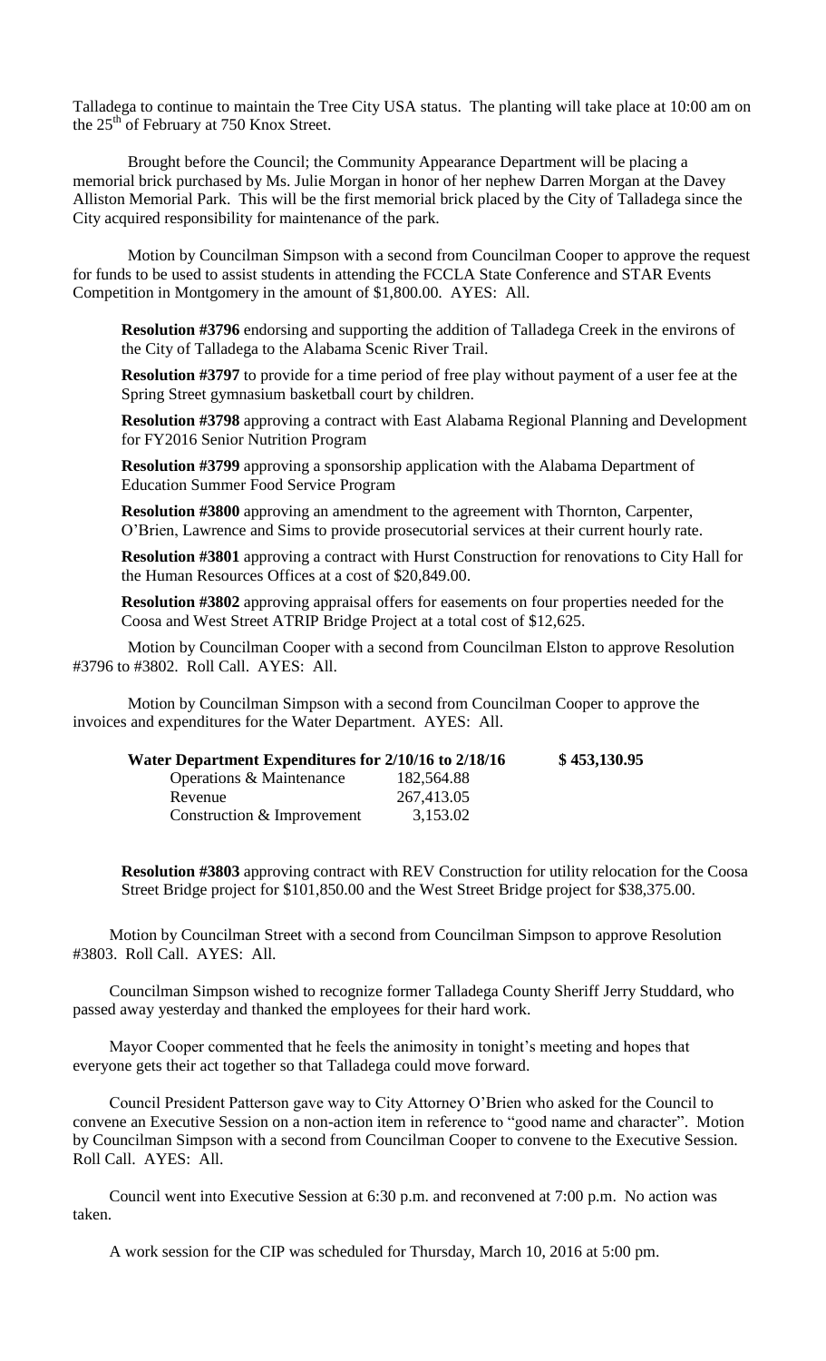Talladega to continue to maintain the Tree City USA status. The planting will take place at 10:00 am on the 25th of February at 750 Knox Street.

Brought before the Council; the Community Appearance Department will be placing a memorial brick purchased by Ms. Julie Morgan in honor of her nephew Darren Morgan at the Davey Alliston Memorial Park. This will be the first memorial brick placed by the City of Talladega since the City acquired responsibility for maintenance of the park.

Motion by Councilman Simpson with a second from Councilman Cooper to approve the request for funds to be used to assist students in attending the FCCLA State Conference and STAR Events Competition in Montgomery in the amount of $1,800.00. AYES: All.

**Resolution #3796** endorsing and supporting the addition of Talladega Creek in the environs of the City of Talladega to the Alabama Scenic River Trail.

**Resolution #3797** to provide for a time period of free play without payment of a user fee at the Spring Street gymnasium basketball court by children.

**Resolution #3798** approving a contract with East Alabama Regional Planning and Development for FY2016 Senior Nutrition Program

**Resolution #3799** approving a sponsorship application with the Alabama Department of Education Summer Food Service Program

**Resolution #3800** approving an amendment to the agreement with Thornton, Carpenter, O'Brien, Lawrence and Sims to provide prosecutorial services at their current hourly rate.

**Resolution #3801** approving a contract with Hurst Construction for renovations to City Hall for the Human Resources Offices at a cost of $20,849.00.

**Resolution #3802** approving appraisal offers for easements on four properties needed for the Coosa and West Street ATRIP Bridge Project at a total cost of $12,625.

Motion by Councilman Cooper with a second from Councilman Elston to approve Resolution #3796 to #3802. Roll Call. AYES: All.

Motion by Councilman Simpson with a second from Councilman Cooper to approve the invoices and expenditures for the Water Department. AYES: All.

| **Water Department Expenditures for 2/10/16 to 2/18/16** | | **$ 453,130.95** |
|---|---|---|
| Operations & Maintenance | 182,564.88 | |
| Revenue | 267,413.05 | |
| Construction & Improvement | 3,153.02 | |

**Resolution #3803** approving contract with REV Construction for utility relocation for the Coosa Street Bridge project for $101,850.00 and the West Street Bridge project for $38,375.00.

Motion by Councilman Street with a second from Councilman Simpson to approve Resolution #3803. Roll Call. AYES: All.

Councilman Simpson wished to recognize former Talladega County Sheriff Jerry Studdard, who passed away yesterday and thanked the employees for their hard work.

Mayor Cooper commented that he feels the animosity in tonight's meeting and hopes that everyone gets their act together so that Talladega could move forward.

Council President Patterson gave way to City Attorney O'Brien who asked for the Council to convene an Executive Session on a non-action item in reference to "good name and character". Motion by Councilman Simpson with a second from Councilman Cooper to convene to the Executive Session. Roll Call. AYES: All.

Council went into Executive Session at 6:30 p.m. and reconvened at 7:00 p.m. No action was taken.

A work session for the CIP was scheduled for Thursday, March 10, 2016 at 5:00 pm.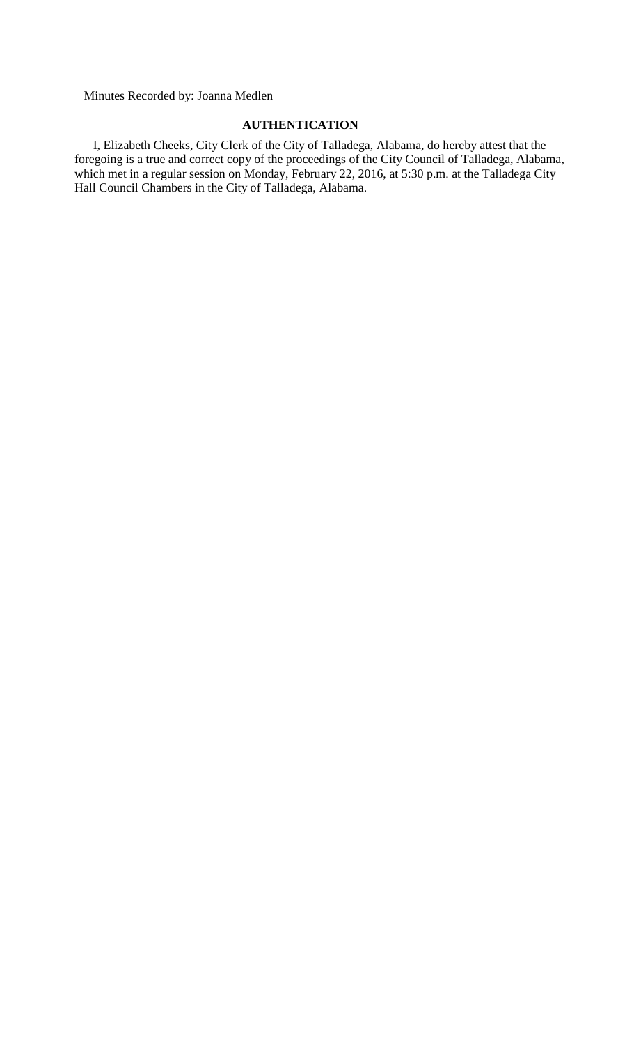Minutes Recorded by: Joanna Medlen

## AUTHENTICATION

I, Elizabeth Cheeks, City Clerk of the City of Talladega, Alabama, do hereby attest that the foregoing is a true and correct copy of the proceedings of the City Council of Talladega, Alabama, which met in a regular session on Monday, February 22, 2016, at 5:30 p.m. at the Talladega City Hall Council Chambers in the City of Talladega, Alabama.